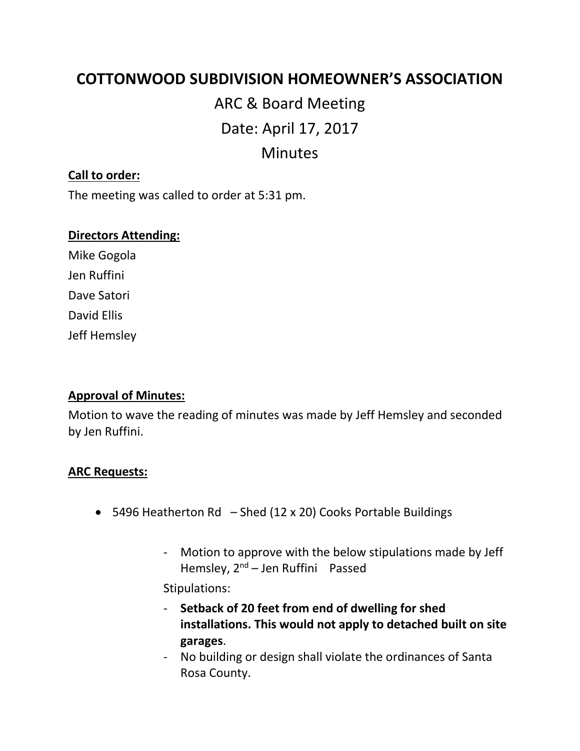# COTTONWOOD SUBDIVISION HOMEOWNER'S ASSOCIATION

## ARC & Board Meeting

## Date: April 17, 2017

## Minutes

**<u>Call to order:</u>**

The meeting was called to order at 5:31 pm.

**<u>Directors Attending:</u>**

Mike Gogola

Jen Ruffini

Dave Satori

David Ellis

Jeff Hemsley

**<u>Approval of Minutes:</u>**

Motion to wave the reading of minutes was made by Jeff Hemsley and seconded by Jen Ruffini.

**<u>ARC Requests:</u>**

- 5496 Heatherton Rd – Shed (12 x 20) Cooks Portable Buildings

  - Motion to approve with the below stipulations made by Jeff Hemsley, 2nd – Jen Ruffini Passed

  Stipulations:

  - **Setback of 20 feet from end of dwelling for shed installations. This would not apply to detached built on site garages**.
  - No building or design shall violate the ordinances of Santa Rosa County.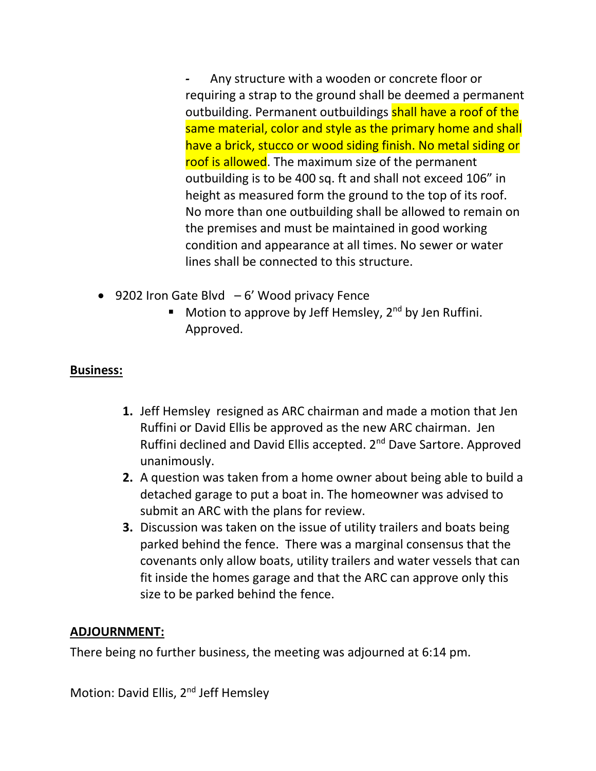- Any structure with a wooden or concrete floor or requiring a strap to the ground shall be deemed a permanent outbuilding. Permanent outbuildings shall have a roof of the same material, color and style as the primary home and shall have a brick, stucco or wood siding finish. No metal siding or roof is allowed. The maximum size of the permanent outbuilding is to be 400 sq. ft and shall not exceed 106" in height as measured form the ground to the top of its roof. No more than one outbuilding shall be allowed to remain on the premises and must be maintained in good working condition and appearance at all times. No sewer or water lines shall be connected to this structure.

- 9202 Iron Gate Blvd – 6' Wood privacy Fence
  - Motion to approve by Jeff Hemsley, 2nd by Jen Ruffini. Approved.

**Business:**

1. Jeff Hemsley resigned as ARC chairman and made a motion that Jen Ruffini or David Ellis be approved as the new ARC chairman. Jen Ruffini declined and David Ellis accepted. 2nd Dave Sartore. Approved unanimously.
2. A question was taken from a home owner about being able to build a detached garage to put a boat in. The homeowner was advised to submit an ARC with the plans for review.
3. Discussion was taken on the issue of utility trailers and boats being parked behind the fence. There was a marginal consensus that the covenants only allow boats, utility trailers and water vessels that can fit inside the homes garage and that the ARC can approve only this size to be parked behind the fence.

**ADJOURNMENT:**

There being no further business, the meeting was adjourned at 6:14 pm.

Motion: David Ellis, 2nd Jeff Hemsley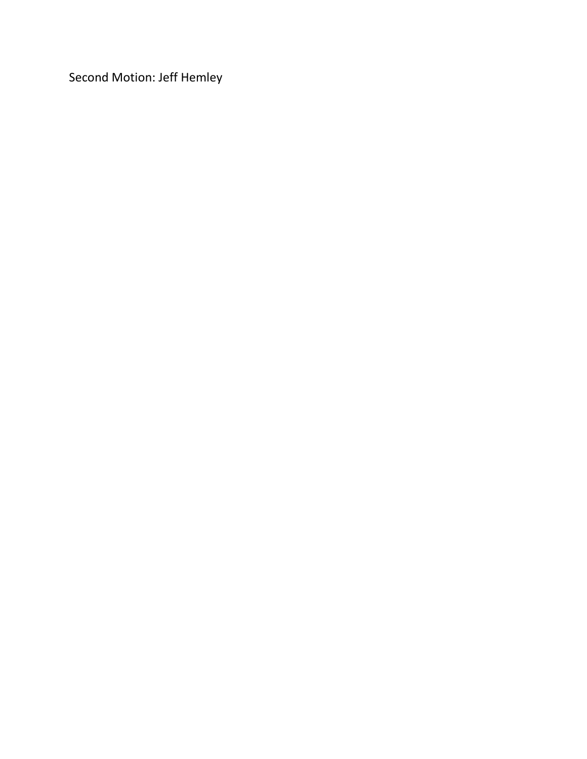Second Motion: Jeff Hemley